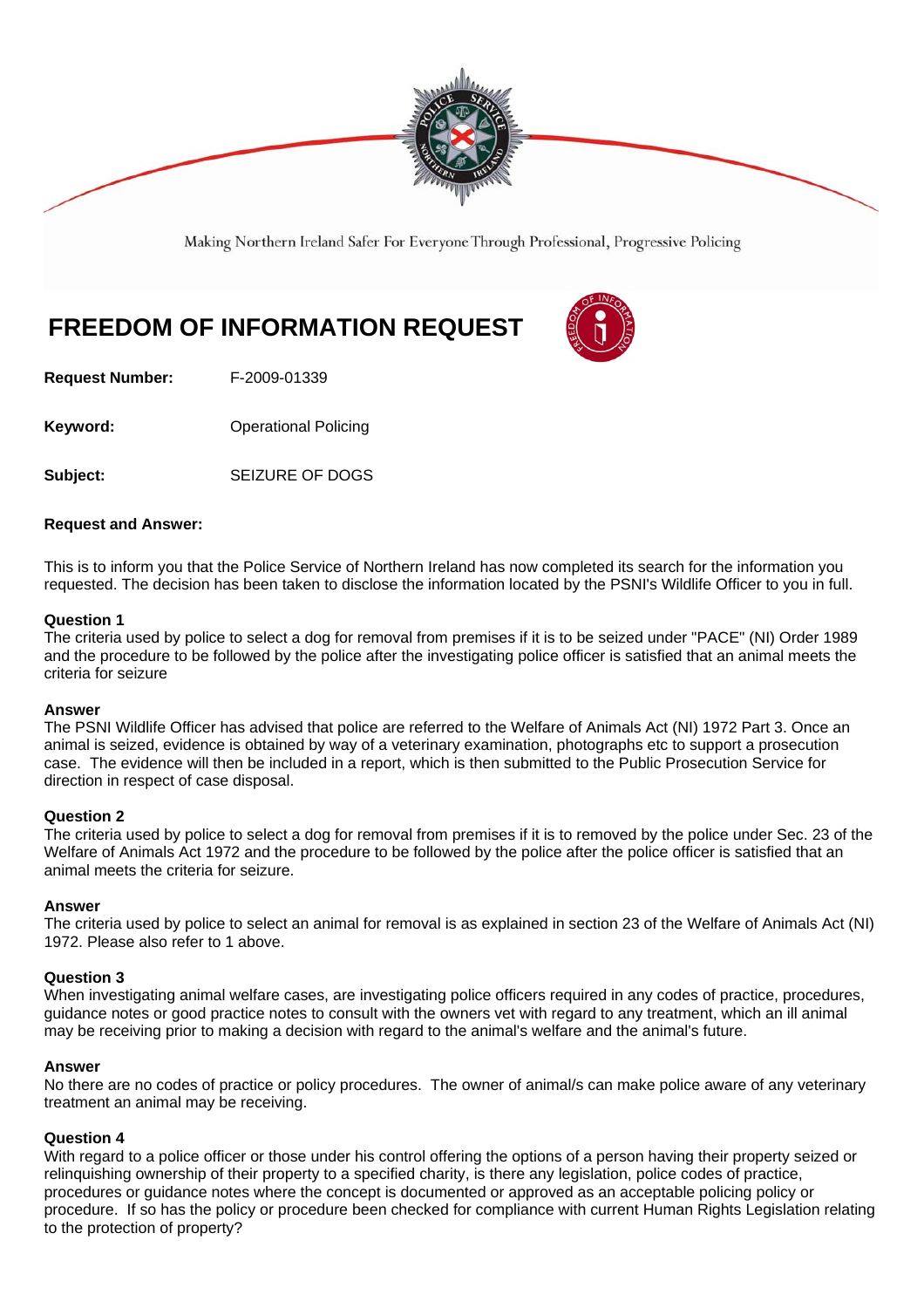Making Northern Ireland Safer For Everyone Through Professional, Progressive Policing

# FREEDOM OF INFORMATION REQUEST

**Request Number:** F-2009-01339

**Keyword:** Operational Policing

**Subject:** SEIZURE OF DOGS

**Request and Answer:**

This is to inform you that the Police Service of Northern Ireland has now completed its search for the information you requested. The decision has been taken to disclose the information located by the PSNI's Wildlife Officer to you in full.

**Question 1**
The criteria used by police to select a dog for removal from premises if it is to be seized under "PACE" (NI) Order 1989 and the procedure to be followed by the police after the investigating police officer is satisfied that an animal meets the criteria for seizure

**Answer**
The PSNI Wildlife Officer has advised that police are referred to the Welfare of Animals Act (NI) 1972 Part 3. Once an animal is seized, evidence is obtained by way of a veterinary examination, photographs etc to support a prosecution case. The evidence will then be included in a report, which is then submitted to the Public Prosecution Service for direction in respect of case disposal.

**Question 2**
The criteria used by police to select a dog for removal from premises if it is to removed by the police under Sec. 23 of the Welfare of Animals Act 1972 and the procedure to be followed by the police after the police officer is satisfied that an animal meets the criteria for seizure.

**Answer**
The criteria used by police to select an animal for removal is as explained in section 23 of the Welfare of Animals Act (NI) 1972. Please also refer to 1 above.

**Question 3**
When investigating animal welfare cases, are investigating police officers required in any codes of practice, procedures, guidance notes or good practice notes to consult with the owners vet with regard to any treatment, which an ill animal may be receiving prior to making a decision with regard to the animal's welfare and the animal's future.

**Answer**
No there are no codes of practice or policy procedures. The owner of animal/s can make police aware of any veterinary treatment an animal may be receiving.

**Question 4**
With regard to a police officer or those under his control offering the options of a person having their property seized or relinquishing ownership of their property to a specified charity, is there any legislation, police codes of practice, procedures or guidance notes where the concept is documented or approved as an acceptable policing policy or procedure. If so has the policy or procedure been checked for compliance with current Human Rights Legislation relating to the protection of property?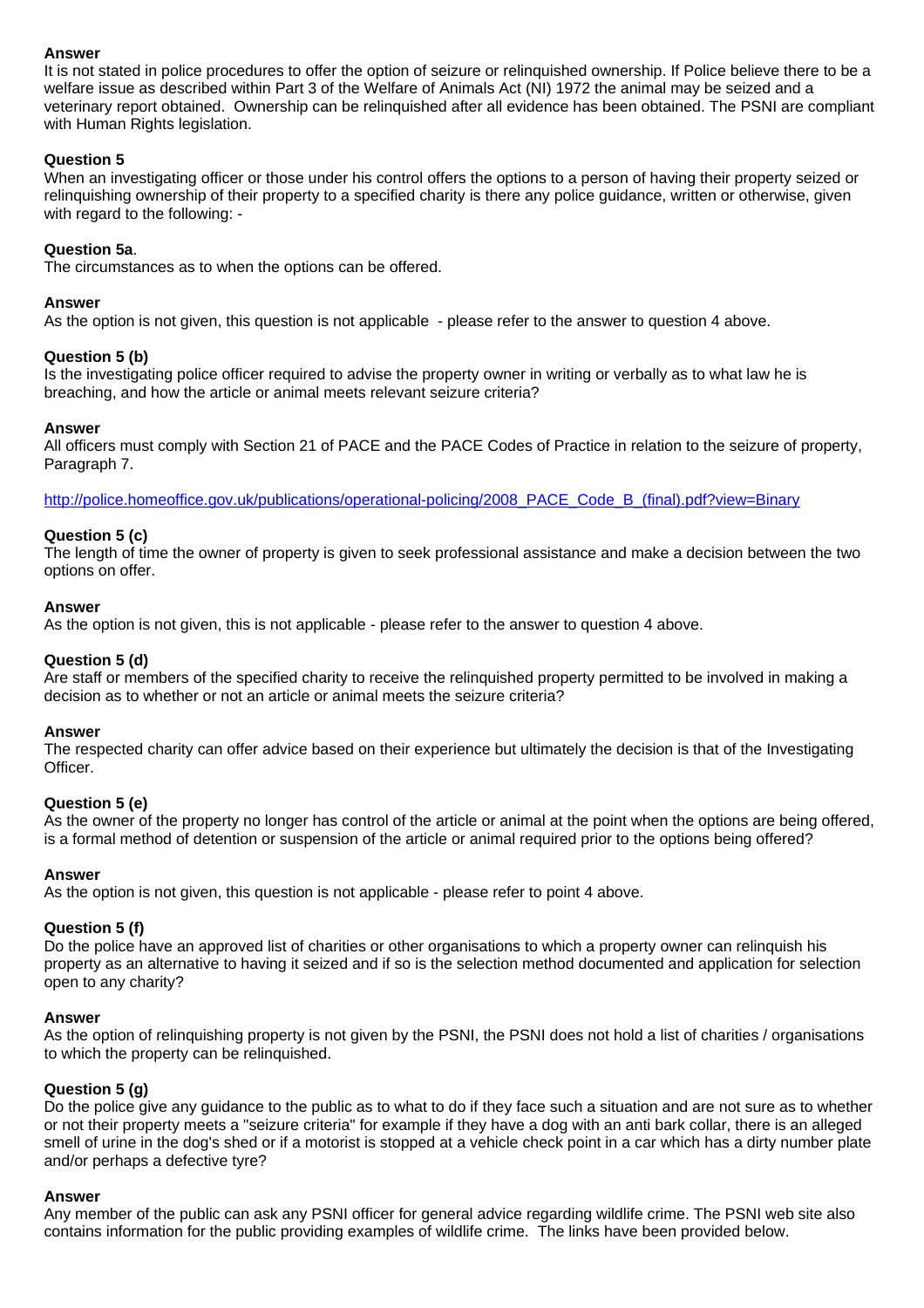**Answer**
It is not stated in police procedures to offer the option of seizure or relinquished ownership. If Police believe there to be a welfare issue as described within Part 3 of the Welfare of Animals Act (NI) 1972 the animal may be seized and a veterinary report obtained. Ownership can be relinquished after all evidence has been obtained. The PSNI are compliant with Human Rights legislation.

**Question 5**
When an investigating officer or those under his control offers the options to a person of having their property seized or relinquishing ownership of their property to a specified charity is there any police guidance, written or otherwise, given with regard to the following: -

**Question 5a**.
The circumstances as to when the options can be offered.

**Answer**
As the option is not given, this question is not applicable - please refer to the answer to question 4 above.

**Question 5 (b)**
Is the investigating police officer required to advise the property owner in writing or verbally as to what law he is breaching, and how the article or animal meets relevant seizure criteria?

**Answer**
All officers must comply with Section 21 of PACE and the PACE Codes of Practice in relation to the seizure of property, Paragraph 7.

http://police.homeoffice.gov.uk/publications/operational-policing/2008_PACE_Code_B_(final).pdf?view=Binary

**Question 5 (c)**
The length of time the owner of property is given to seek professional assistance and make a decision between the two options on offer.

**Answer**
As the option is not given, this is not applicable - please refer to the answer to question 4 above.

**Question 5 (d)**
Are staff or members of the specified charity to receive the relinquished property permitted to be involved in making a decision as to whether or not an article or animal meets the seizure criteria?

**Answer**
The respected charity can offer advice based on their experience but ultimately the decision is that of the Investigating Officer.

**Question 5 (e)**
As the owner of the property no longer has control of the article or animal at the point when the options are being offered, is a formal method of detention or suspension of the article or animal required prior to the options being offered?

**Answer**
As the option is not given, this question is not applicable - please refer to point 4 above.

**Question 5 (f)**
Do the police have an approved list of charities or other organisations to which a property owner can relinquish his property as an alternative to having it seized and if so is the selection method documented and application for selection open to any charity?

**Answer**
As the option of relinquishing property is not given by the PSNI, the PSNI does not hold a list of charities / organisations to which the property can be relinquished.

**Question 5 (g)**
Do the police give any guidance to the public as to what to do if they face such a situation and are not sure as to whether or not their property meets a "seizure criteria" for example if they have a dog with an anti bark collar, there is an alleged smell of urine in the dog's shed or if a motorist is stopped at a vehicle check point in a car which has a dirty number plate and/or perhaps a defective tyre?

**Answer**
Any member of the public can ask any PSNI officer for general advice regarding wildlife crime. The PSNI web site also contains information for the public providing examples of wildlife crime. The links have been provided below.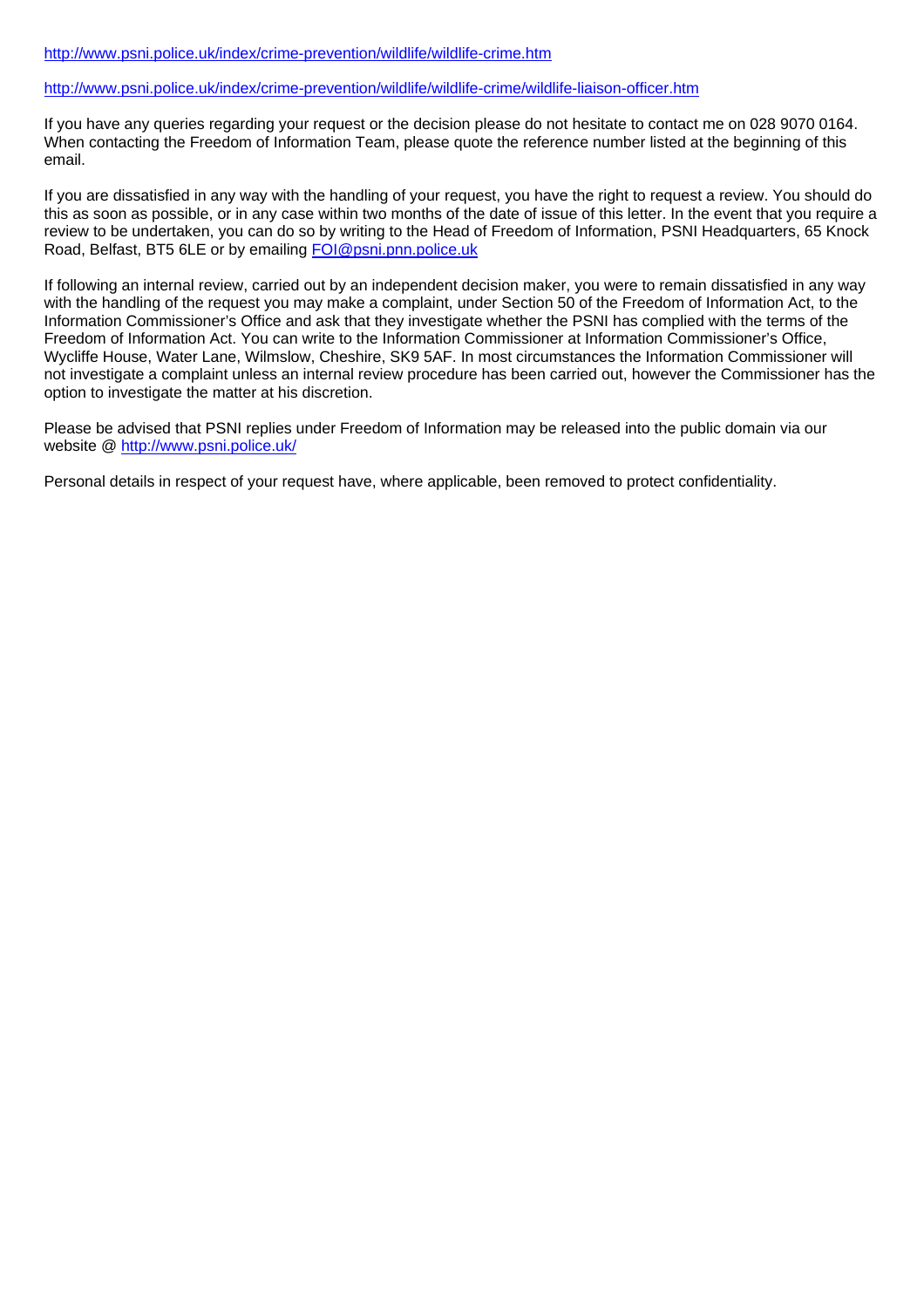http://www.psni.police.uk/index/crime-prevention/wildlife/wildlife-crime.htm

http://www.psni.police.uk/index/crime-prevention/wildlife/wildlife-crime/wildlife-liaison-officer.htm

If you have any queries regarding your request or the decision please do not hesitate to contact me on 028 9070 0164. When contacting the Freedom of Information Team, please quote the reference number listed at the beginning of this email.

If you are dissatisfied in any way with the handling of your request, you have the right to request a review. You should do this as soon as possible, or in any case within two months of the date of issue of this letter. In the event that you require a review to be undertaken, you can do so by writing to the Head of Freedom of Information, PSNI Headquarters, 65 Knock Road, Belfast, BT5 6LE or by emailing FOI@psni.pnn.police.uk

If following an internal review, carried out by an independent decision maker, you were to remain dissatisfied in any way with the handling of the request you may make a complaint, under Section 50 of the Freedom of Information Act, to the Information Commissioner's Office and ask that they investigate whether the PSNI has complied with the terms of the Freedom of Information Act. You can write to the Information Commissioner at Information Commissioner's Office, Wycliffe House, Water Lane, Wilmslow, Cheshire, SK9 5AF. In most circumstances the Information Commissioner will not investigate a complaint unless an internal review procedure has been carried out, however the Commissioner has the option to investigate the matter at his discretion.

Please be advised that PSNI replies under Freedom of Information may be released into the public domain via our website @ http://www.psni.police.uk/

Personal details in respect of your request have, where applicable, been removed to protect confidentiality.